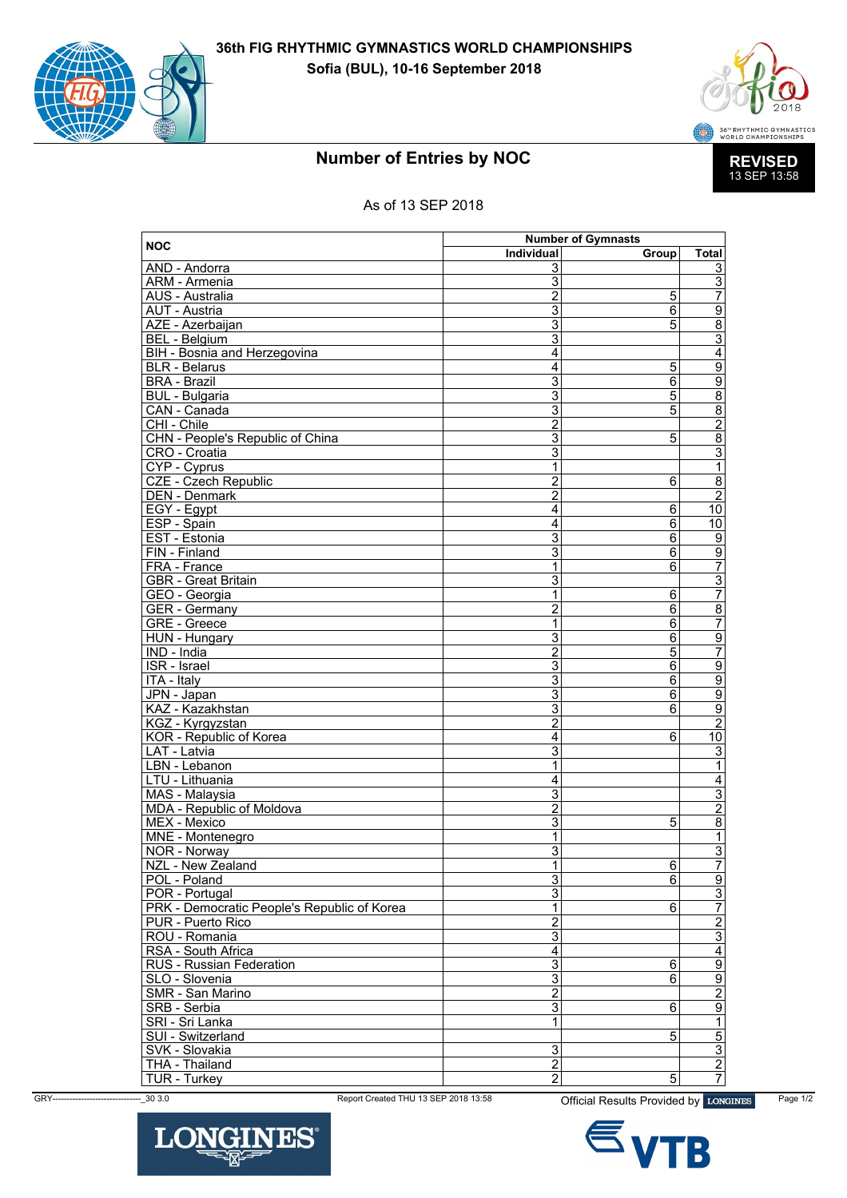**36th FIG RHYTHMIC GYMNASTICS WORLD CHAMPIONSHIPS**

**Sofia (BUL), 10-16 September 2018**

# Number of Entries by NOC

**REVISED**
13 SEP 13:58

As of 13 SEP 2018

| NOC | Number of Gymnasts | | |
|---|---|---|---|
| | Individual | Group | Total |
| AND - Andorra | 3 | | 3 |
| ARM - Armenia | 3 | | 3 |
| AUS - Australia | 2 | 5 | 7 |
| AUT - Austria | 3 | 6 | 9 |
| AZE - Azerbaijan | 3 | 5 | 8 |
| BEL - Belgium | 3 | | 3 |
| BIH - Bosnia and Herzegovina | 4 | | 4 |
| BLR - Belarus | 4 | 5 | 9 |
| BRA - Brazil | 3 | 6 | 9 |
| BUL - Bulgaria | 3 | 5 | 8 |
| CAN - Canada | 3 | 5 | 8 |
| CHI - Chile | 2 | | 2 |
| CHN - People's Republic of China | 3 | 5 | 8 |
| CRO - Croatia | 3 | | 3 |
| CYP - Cyprus | 1 | | 1 |
| CZE - Czech Republic | 2 | 6 | 8 |
| DEN - Denmark | 2 | | 2 |
| EGY - Egypt | 4 | 6 | 10 |
| ESP - Spain | 4 | 6 | 10 |
| EST - Estonia | 3 | 6 | 9 |
| FIN - Finland | 3 | 6 | 9 |
| FRA - France | 1 | 6 | 7 |
| GBR - Great Britain | 3 | | 3 |
| GEO - Georgia | 1 | 6 | 7 |
| GER - Germany | 2 | 6 | 8 |
| GRE - Greece | 1 | 6 | 7 |
| HUN - Hungary | 3 | 6 | 9 |
| IND - India | 2 | 5 | 7 |
| ISR - Israel | 3 | 6 | 9 |
| ITA - Italy | 3 | 6 | 9 |
| JPN - Japan | 3 | 6 | 9 |
| KAZ - Kazakhstan | 3 | 6 | 9 |
| KGZ - Kyrgyzstan | 2 | | 2 |
| KOR - Republic of Korea | 4 | 6 | 10 |
| LAT - Latvia | 3 | | 3 |
| LBN - Lebanon | 1 | | 1 |
| LTU - Lithuania | 4 | | 4 |
| MAS - Malaysia | 3 | | 3 |
| MDA - Republic of Moldova | 2 | | 2 |
| MEX - Mexico | 3 | 5 | 8 |
| MNE - Montenegro | 1 | | 1 |
| NOR - Norway | 3 | | 3 |
| NZL - New Zealand | 1 | 6 | 7 |
| POL - Poland | 3 | 6 | 9 |
| POR - Portugal | 3 | | 3 |
| PRK - Democratic People's Republic of Korea | 1 | 6 | 7 |
| PUR - Puerto Rico | 2 | | 2 |
| ROU - Romania | 3 | | 3 |
| RSA - South Africa | 4 | | 4 |
| RUS - Russian Federation | 3 | 6 | 9 |
| SLO - Slovenia | 3 | 6 | 9 |
| SMR - San Marino | 2 | | 2 |
| SRB - Serbia | 3 | 6 | 9 |
| SRI - Sri Lanka | 1 | | 1 |
| SUI - Switzerland | | 5 | 5 |
| SVK - Slovakia | 3 | | 3 |
| THA - Thailand | 2 | | 2 |
| TUR - Turkey | 2 | 5 | 7 |

GRY-------------------------------_30 3.0 Report Created THU 13 SEP 2018 13:58 Official Results Provided by LONGINES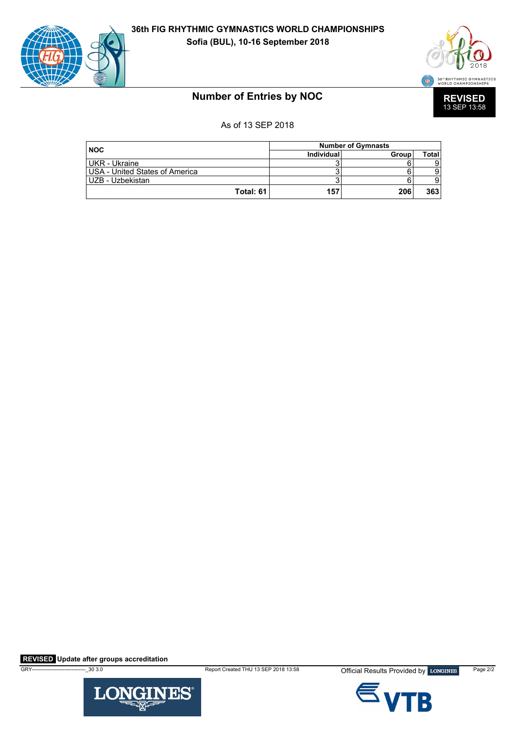# Number of Entries by NOC

**REVISED**
13 SEP 13:58

As of 13 SEP 2018

| NOC | Number of Gymnasts | | |
|---|---|---|---|
| | Individual | Group | Total |
| UKR - Ukraine | 3 | 6 | 9 |
| USA - United States of America | 3 | 6 | 9 |
| UZB - Uzbekistan | 3 | 6 | 9 |
| **Total: 61** | **157** | **206** | **363** |

**REVISED** **Update after groups accreditation**

GRY-------------------------------_30 3.0 Report Created THU 13 SEP 2018 13:58 Official Results Provided by LONGINES